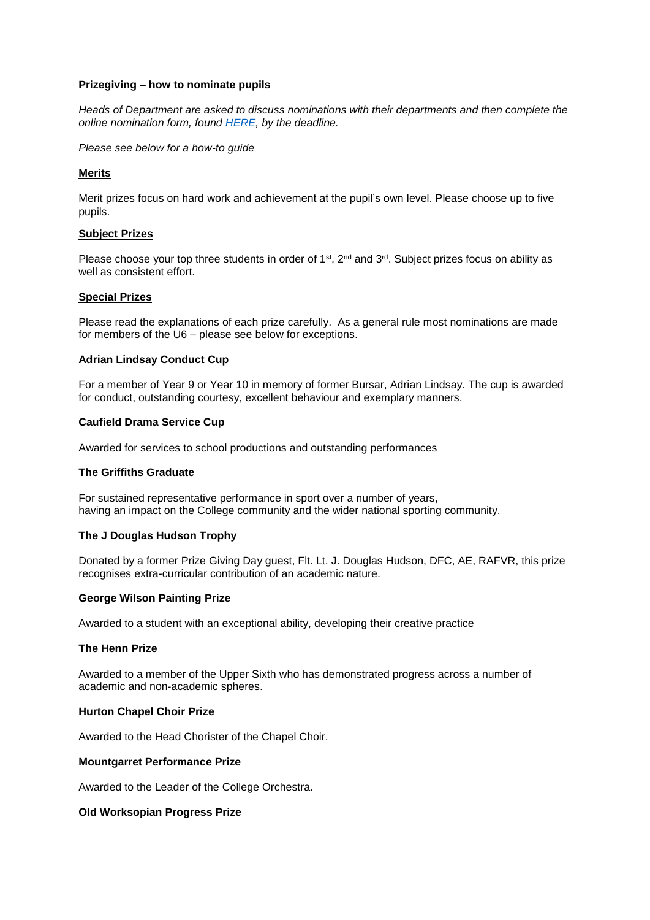**Prizegiving – how to nominate pupils**

*Heads of Department are asked to discuss nominations with their departments and then complete the online nomination form, found [HERE](), by the deadline.*

*Please see below for a how-to guide*

**Merits**

Merit prizes focus on hard work and achievement at the pupil's own level. Please choose up to five pupils.

**Subject Prizes**

Please choose your top three students in order of 1st, 2nd and 3rd. Subject prizes focus on ability as well as consistent effort.

**Special Prizes**

Please read the explanations of each prize carefully. As a general rule most nominations are made for members of the U6 – please see below for exceptions.

**Adrian Lindsay Conduct Cup**

For a member of Year 9 or Year 10 in memory of former Bursar, Adrian Lindsay. The cup is awarded for conduct, outstanding courtesy, excellent behaviour and exemplary manners.

**Caufield Drama Service Cup**

Awarded for services to school productions and outstanding performances

**The Griffiths Graduate**

For sustained representative performance in sport over a number of years, having an impact on the College community and the wider national sporting community.

**The J Douglas Hudson Trophy**

Donated by a former Prize Giving Day guest, Flt. Lt. J. Douglas Hudson, DFC, AE, RAFVR, this prize recognises extra-curricular contribution of an academic nature.

**George Wilson Painting Prize**

Awarded to a student with an exceptional ability, developing their creative practice

**The Henn Prize**

Awarded to a member of the Upper Sixth who has demonstrated progress across a number of academic and non-academic spheres.

**Hurton Chapel Choir Prize**

Awarded to the Head Chorister of the Chapel Choir.

**Mountgarret Performance Prize**

Awarded to the Leader of the College Orchestra.

**Old Worksopian Progress Prize**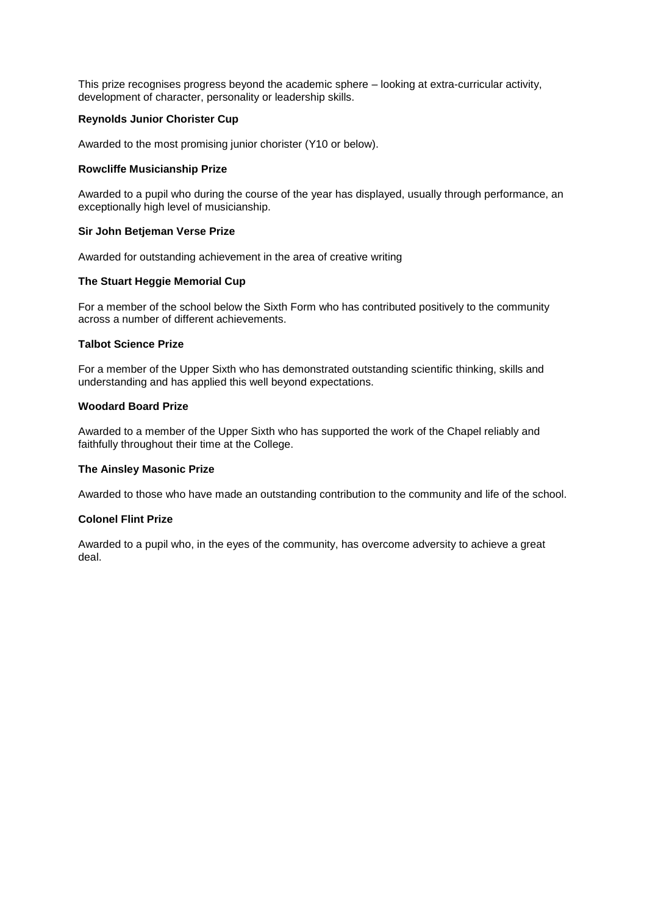This prize recognises progress beyond the academic sphere – looking at extra-curricular activity, development of character, personality or leadership skills.

**Reynolds Junior Chorister Cup**

Awarded to the most promising junior chorister (Y10 or below).

**Rowcliffe Musicianship Prize**

Awarded to a pupil who during the course of the year has displayed, usually through performance, an exceptionally high level of musicianship.

**Sir John Betjeman Verse Prize**

Awarded for outstanding achievement in the area of creative writing

**The Stuart Heggie Memorial Cup**

For a member of the school below the Sixth Form who has contributed positively to the community across a number of different achievements.

**Talbot Science Prize**

For a member of the Upper Sixth who has demonstrated outstanding scientific thinking, skills and understanding and has applied this well beyond expectations.

**Woodard Board Prize**

Awarded to a member of the Upper Sixth who has supported the work of the Chapel reliably and faithfully throughout their time at the College.

**The Ainsley Masonic Prize**

Awarded to those who have made an outstanding contribution to the community and life of the school.

**Colonel Flint Prize**

Awarded to a pupil who, in the eyes of the community, has overcome adversity to achieve a great deal.